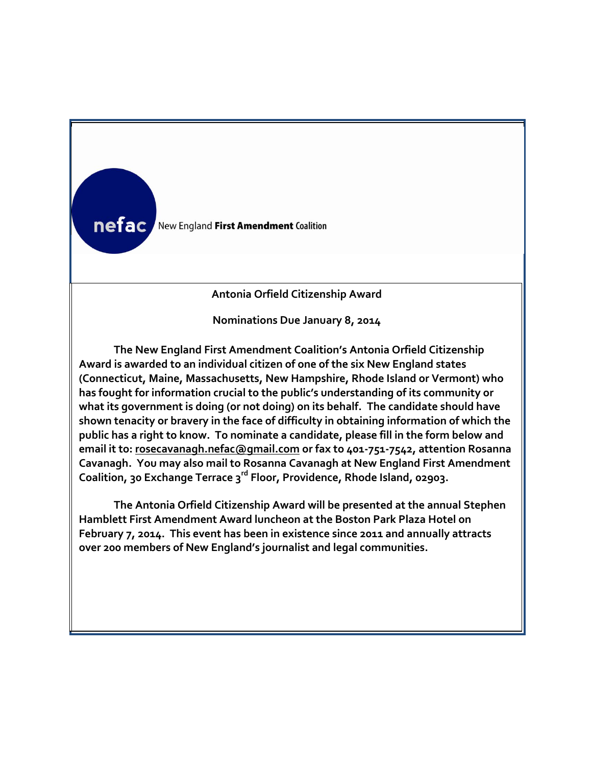nefac New England **First Amendment** Coalition

**Antonia Orfield Citizenship Award**

**Nominations Due January 8, 2014**

**The New England First Amendment Coalition's Antonia Orfield Citizenship Award is awarded to an individual citizen of one of the six New England states (Connecticut, Maine, Massachusetts, New Hampshire, Rhode Island or Vermont) who has fought for information crucial to the public's understanding of its community or what its government is doing (or not doing) on its behalf. The candidate should have shown tenacity or bravery in the face of difficulty in obtaining information of which the public has a right to know. To nominate a candidate, please fill in the form below and email it to: rosecavanagh.nefac@gmail.com or fax to 401-751-7542, attention Rosanna Cavanagh. You may also mail to Rosanna Cavanagh at New England First Amendment Coalition, 30 Exchange Terrace 3rd Floor, Providence, Rhode Island, 02903.**

**The Antonia Orfield Citizenship Award will be presented at the annual Stephen Hamblett First Amendment Award luncheon at the Boston Park Plaza Hotel on February 7, 2014. This event has been in existence since 2011 and annually attracts over 200 members of New England's journalist and legal communities.**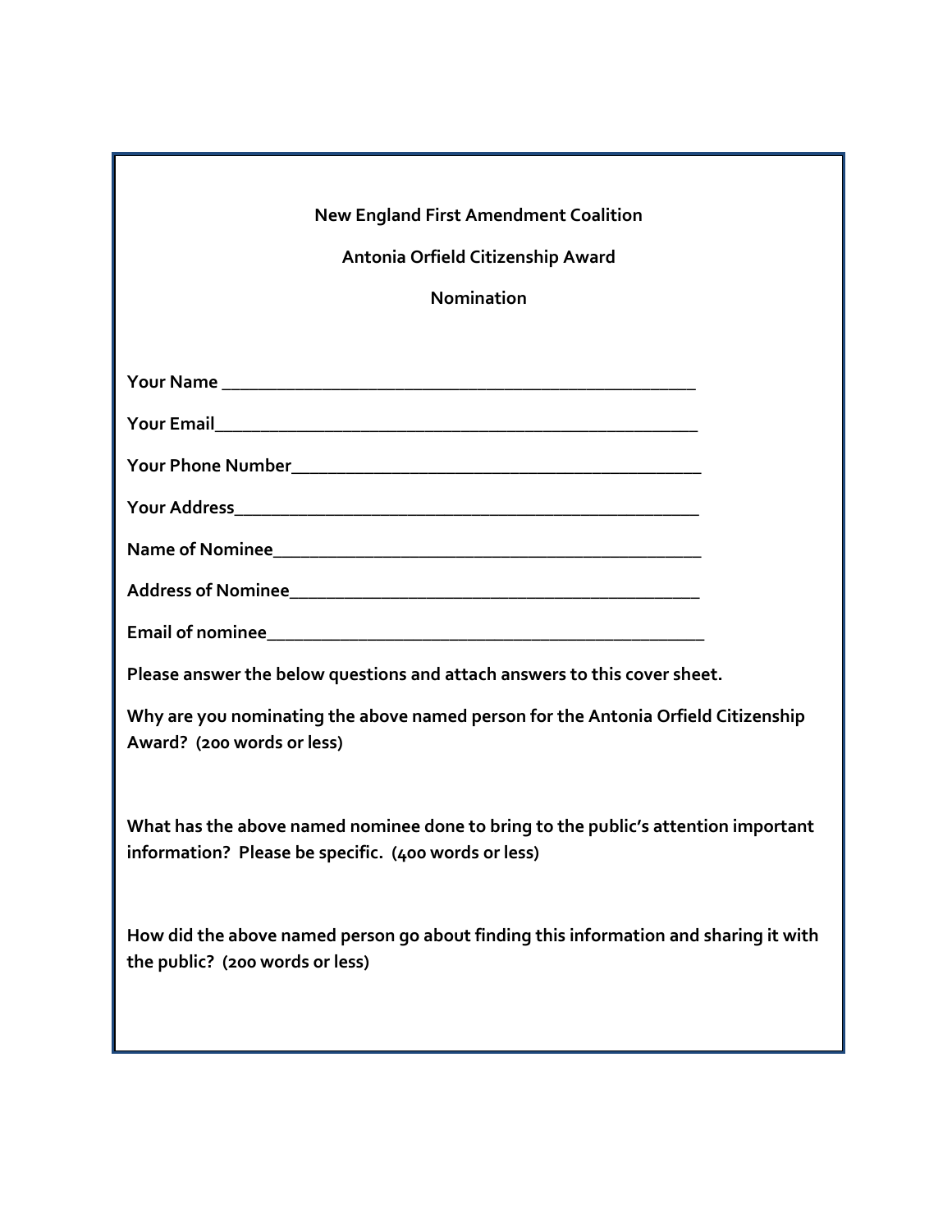**New England First Amendment Coalition**

**Antonia Orfield Citizenship Award**

**Nomination**

**Your Name** ______________________________________________________

**Your Email**______________________________________________________

**Your Phone Number**_____________________________________________

**Your Address**____________________________________________________

**Name of Nominee**_______________________________________________

**Address of Nominee**_____________________________________________

**Email of nominee**________________________________________________

**Please answer the below questions and attach answers to this cover sheet.**

**Why are you nominating the above named person for the Antonia Orfield Citizenship Award? (200 words or less)**

**What has the above named nominee done to bring to the public's attention important information? Please be specific. (400 words or less)**

**How did the above named person go about finding this information and sharing it with the public? (200 words or less)**